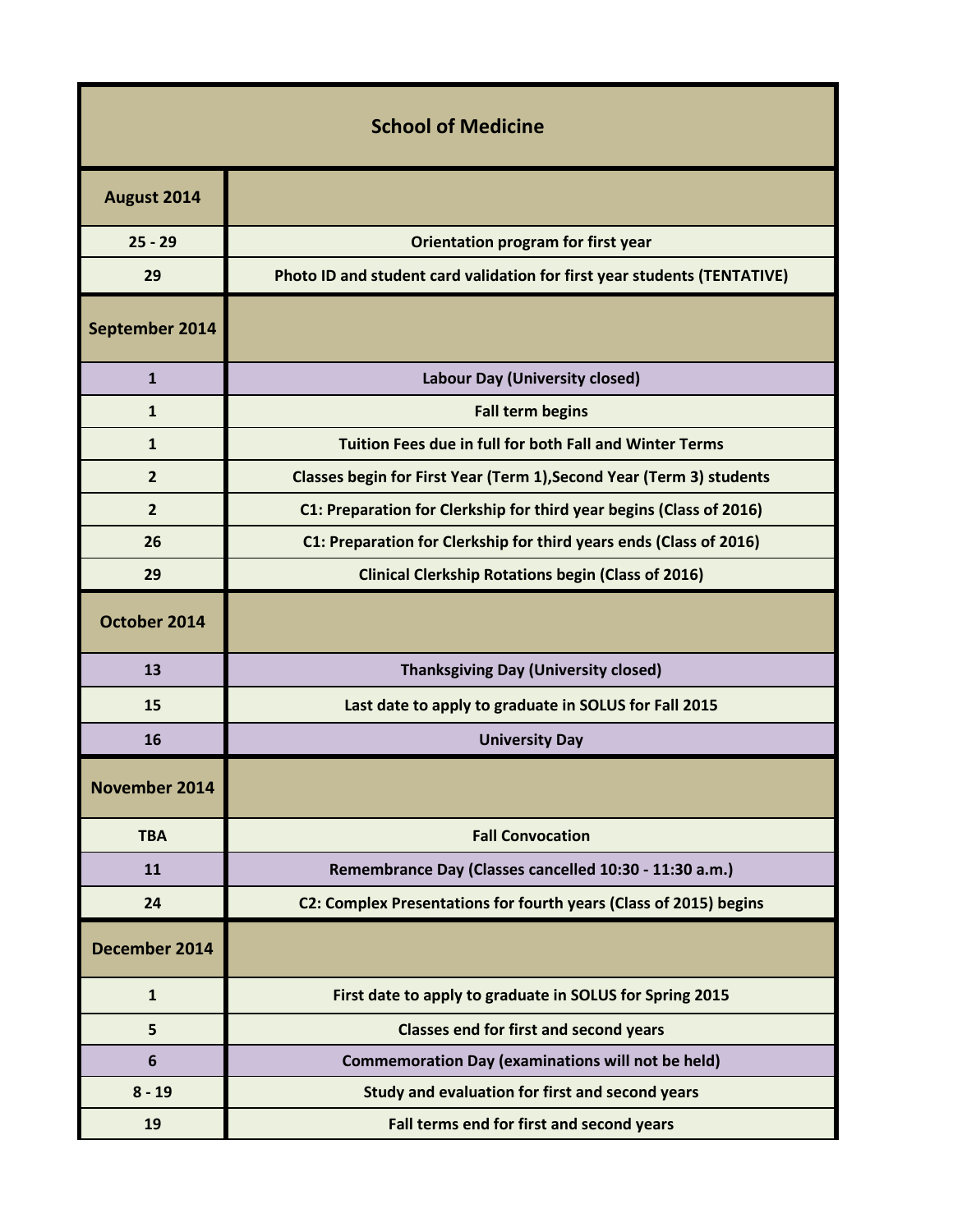# School of Medicine

| August 2014 | |
|---|---|
| 25 - 29 | Orientation program for first year |
| 29 | Photo ID and student card validation for first year students (TENTATIVE) |
| **September 2014** | |
| 1 | Labour Day (University closed) |
| 1 | Fall term begins |
| 1 | Tuition Fees due in full for both Fall and Winter Terms |
| 2 | Classes begin for First Year (Term 1),Second Year (Term 3) students |
| 2 | C1: Preparation for Clerkship for third year begins (Class of 2016) |
| 26 | C1: Preparation for Clerkship for third years ends (Class of 2016) |
| 29 | Clinical Clerkship Rotations begin (Class of 2016) |
| **October 2014** | |
| 13 | Thanksgiving Day (University closed) |
| 15 | Last date to apply to graduate in SOLUS for Fall 2015 |
| 16 | University Day |
| **November 2014** | |
| TBA | Fall Convocation |
| 11 | Remembrance Day (Classes cancelled 10:30 - 11:30 a.m.) |
| 24 | C2: Complex Presentations for fourth years (Class of 2015) begins |
| **December 2014** | |
| 1 | First date to apply to graduate in SOLUS for Spring 2015 |
| 5 | Classes end for first and second years |
| 6 | Commemoration Day (examinations will not be held) |
| 8 - 19 | Study and evaluation for first and second years |
| 19 | Fall terms end for first and second years |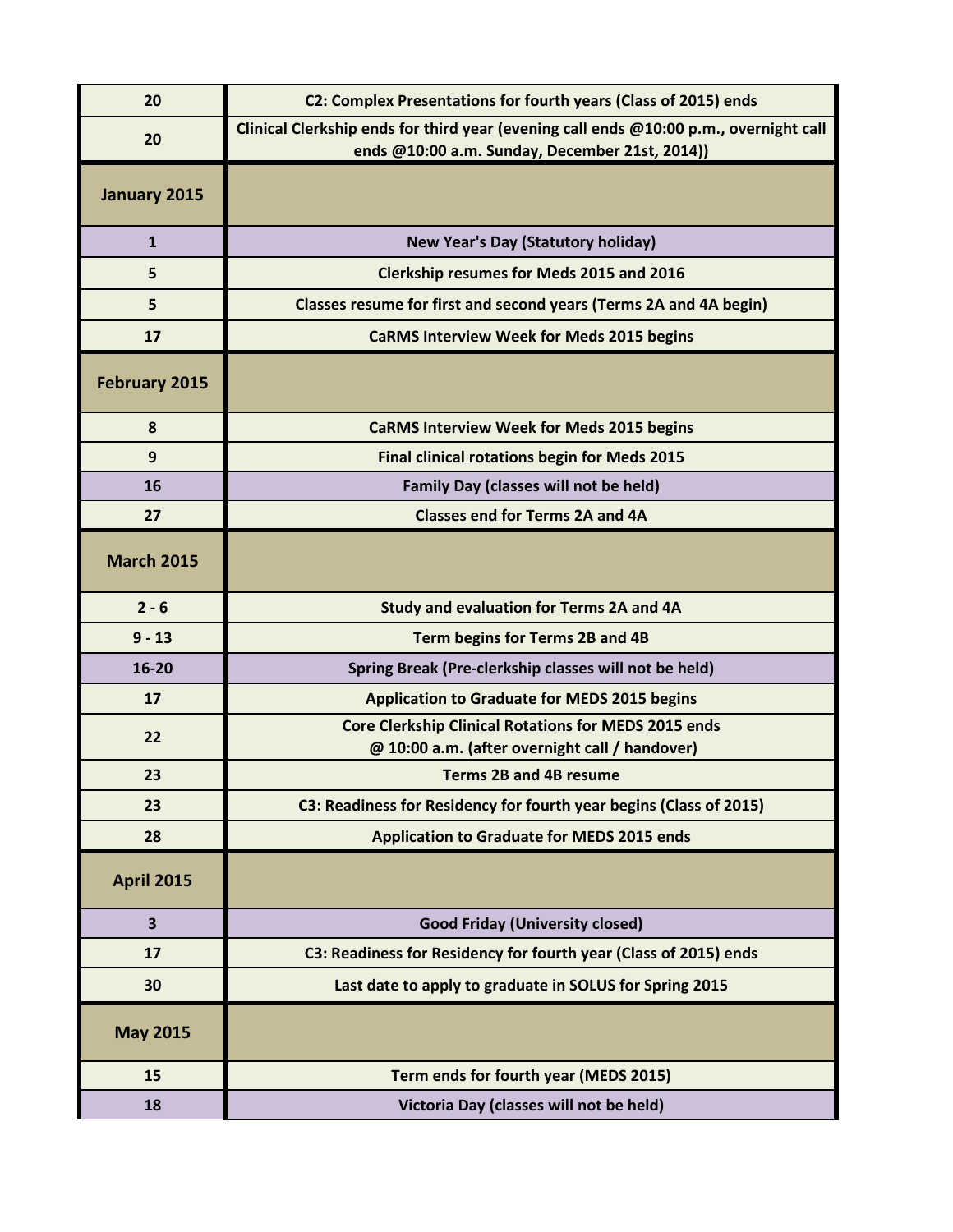| | |
|---|---|
| **20** | **C2: Complex Presentations for fourth years (Class of 2015) ends** |
| **20** | **Clinical Clerkship ends for third year (evening call ends @10:00 p.m., overnight call ends @10:00 a.m. Sunday, December 21st, 2014))** |
| **January 2015** | |
| **1** | **New Year's Day (Statutory holiday)** |
| **5** | **Clerkship resumes for Meds 2015 and 2016** |
| **5** | **Classes resume for first and second years (Terms 2A and 4A begin)** |
| **17** | **CaRMS Interview Week for Meds 2015 begins** |
| **February 2015** | |
| **8** | **CaRMS Interview Week for Meds 2015 begins** |
| **9** | **Final clinical rotations begin for Meds 2015** |
| **16** | **Family Day (classes will not be held)** |
| **27** | **Classes end for Terms 2A and 4A** |
| **March 2015** | |
| **2 - 6** | **Study and evaluation for Terms 2A and 4A** |
| **9 - 13** | **Term begins for Terms 2B and 4B** |
| **16-20** | **Spring Break (Pre-clerkship classes will not be held)** |
| **17** | **Application to Graduate for MEDS 2015 begins** |
| **22** | **Core Clerkship Clinical Rotations for MEDS 2015 ends @ 10:00 a.m. (after overnight call / handover)** |
| **23** | **Terms 2B and 4B resume** |
| **23** | **C3: Readiness for Residency for fourth year begins (Class of 2015)** |
| **28** | **Application to Graduate for MEDS 2015 ends** |
| **April 2015** | |
| **3** | **Good Friday (University closed)** |
| **17** | **C3: Readiness for Residency for fourth year (Class of 2015) ends** |
| **30** | **Last date to apply to graduate in SOLUS for Spring 2015** |
| **May 2015** | |
| **15** | **Term ends for fourth year (MEDS 2015)** |
| **18** | **Victoria Day (classes will not be held)** |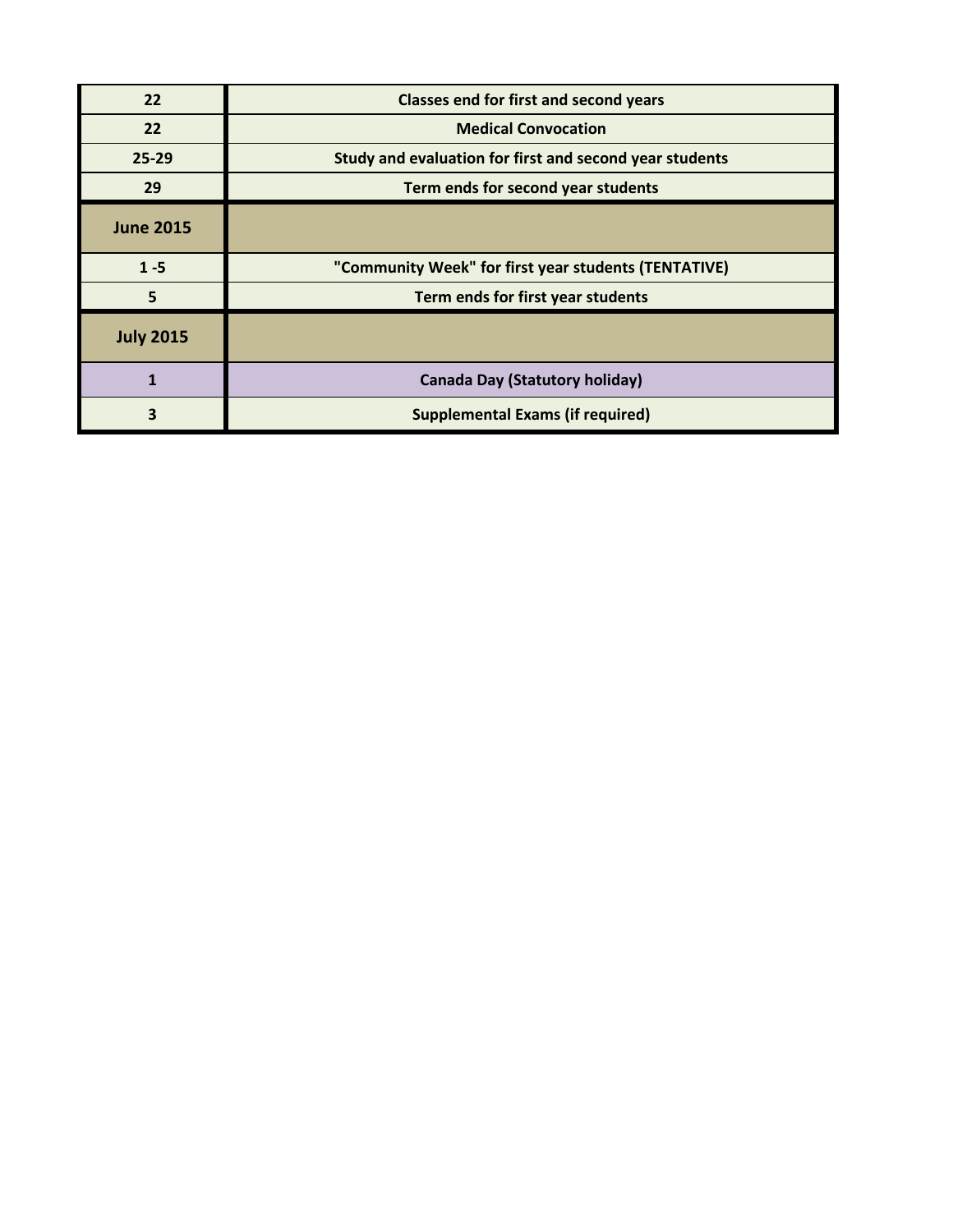| | |
|---|---|
| 22 | Classes end for first and second years |
| 22 | Medical Convocation |
| 25-29 | Study and evaluation for first and second year students |
| 29 | Term ends for second year students |
| **June 2015** | |
| 1 -5 | "Community Week" for first year students (TENTATIVE) |
| 5 | Term ends for first year students |
| **July 2015** | |
| 1 | Canada Day (Statutory holiday) |
| 3 | Supplemental Exams (if required) |